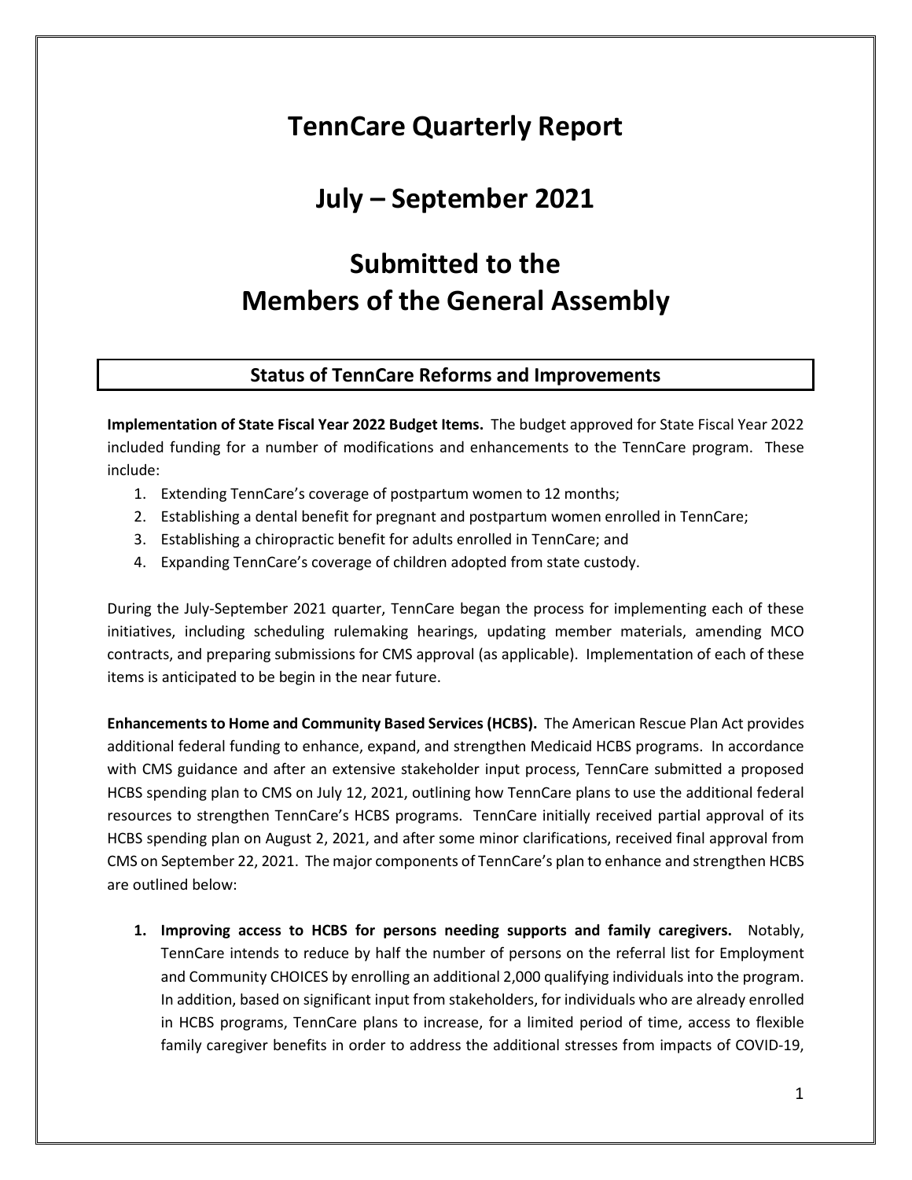# TennCare Quarterly Report

# July – September 2021

# Submitted to the Members of the General Assembly

## Status of TennCare Reforms and Improvements

**Implementation of State Fiscal Year 2022 Budget Items.** The budget approved for State Fiscal Year 2022 included funding for a number of modifications and enhancements to the TennCare program. These include:

1. Extending TennCare's coverage of postpartum women to 12 months;
2. Establishing a dental benefit for pregnant and postpartum women enrolled in TennCare;
3. Establishing a chiropractic benefit for adults enrolled in TennCare; and
4. Expanding TennCare's coverage of children adopted from state custody.

During the July-September 2021 quarter, TennCare began the process for implementing each of these initiatives, including scheduling rulemaking hearings, updating member materials, amending MCO contracts, and preparing submissions for CMS approval (as applicable). Implementation of each of these items is anticipated to be begin in the near future.

**Enhancements to Home and Community Based Services (HCBS).** The American Rescue Plan Act provides additional federal funding to enhance, expand, and strengthen Medicaid HCBS programs. In accordance with CMS guidance and after an extensive stakeholder input process, TennCare submitted a proposed HCBS spending plan to CMS on July 12, 2021, outlining how TennCare plans to use the additional federal resources to strengthen TennCare's HCBS programs. TennCare initially received partial approval of its HCBS spending plan on August 2, 2021, and after some minor clarifications, received final approval from CMS on September 22, 2021. The major components of TennCare's plan to enhance and strengthen HCBS are outlined below:

1. **Improving access to HCBS for persons needing supports and family caregivers.** Notably, TennCare intends to reduce by half the number of persons on the referral list for Employment and Community CHOICES by enrolling an additional 2,000 qualifying individuals into the program. In addition, based on significant input from stakeholders, for individuals who are already enrolled in HCBS programs, TennCare plans to increase, for a limited period of time, access to flexible family caregiver benefits in order to address the additional stresses from impacts of COVID-19,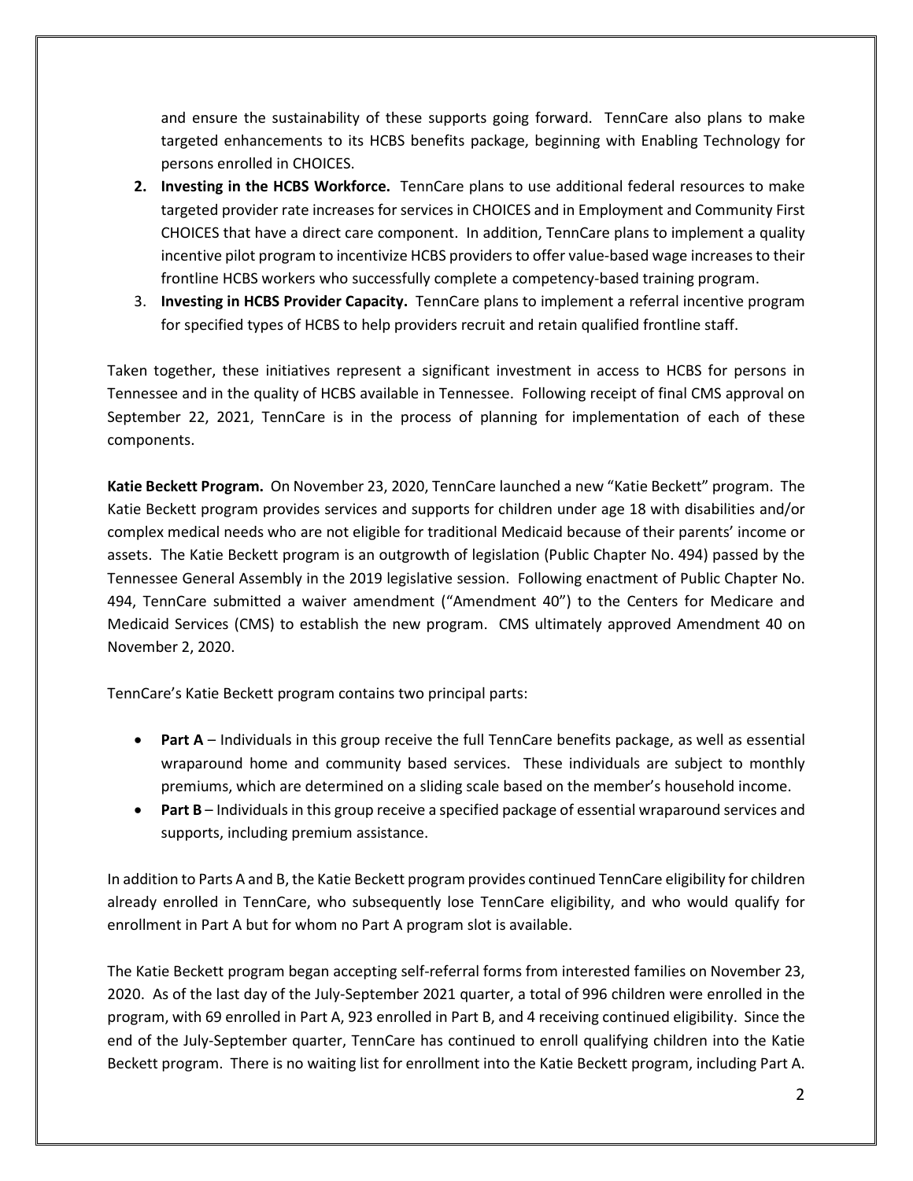and ensure the sustainability of these supports going forward. TennCare also plans to make targeted enhancements to its HCBS benefits package, beginning with Enabling Technology for persons enrolled in CHOICES.

2. **Investing in the HCBS Workforce.** TennCare plans to use additional federal resources to make targeted provider rate increases for services in CHOICES and in Employment and Community First CHOICES that have a direct care component. In addition, TennCare plans to implement a quality incentive pilot program to incentivize HCBS providers to offer value-based wage increases to their frontline HCBS workers who successfully complete a competency-based training program.
3. **Investing in HCBS Provider Capacity.** TennCare plans to implement a referral incentive program for specified types of HCBS to help providers recruit and retain qualified frontline staff.

Taken together, these initiatives represent a significant investment in access to HCBS for persons in Tennessee and in the quality of HCBS available in Tennessee. Following receipt of final CMS approval on September 22, 2021, TennCare is in the process of planning for implementation of each of these components.

**Katie Beckett Program.** On November 23, 2020, TennCare launched a new "Katie Beckett" program. The Katie Beckett program provides services and supports for children under age 18 with disabilities and/or complex medical needs who are not eligible for traditional Medicaid because of their parents' income or assets. The Katie Beckett program is an outgrowth of legislation (Public Chapter No. 494) passed by the Tennessee General Assembly in the 2019 legislative session. Following enactment of Public Chapter No. 494, TennCare submitted a waiver amendment ("Amendment 40") to the Centers for Medicare and Medicaid Services (CMS) to establish the new program. CMS ultimately approved Amendment 40 on November 2, 2020.

TennCare's Katie Beckett program contains two principal parts:

- **Part A** – Individuals in this group receive the full TennCare benefits package, as well as essential wraparound home and community based services. These individuals are subject to monthly premiums, which are determined on a sliding scale based on the member's household income.
- **Part B** – Individuals in this group receive a specified package of essential wraparound services and supports, including premium assistance.

In addition to Parts A and B, the Katie Beckett program provides continued TennCare eligibility for children already enrolled in TennCare, who subsequently lose TennCare eligibility, and who would qualify for enrollment in Part A but for whom no Part A program slot is available.

The Katie Beckett program began accepting self-referral forms from interested families on November 23, 2020. As of the last day of the July-September 2021 quarter, a total of 996 children were enrolled in the program, with 69 enrolled in Part A, 923 enrolled in Part B, and 4 receiving continued eligibility. Since the end of the July-September quarter, TennCare has continued to enroll qualifying children into the Katie Beckett program. There is no waiting list for enrollment into the Katie Beckett program, including Part A.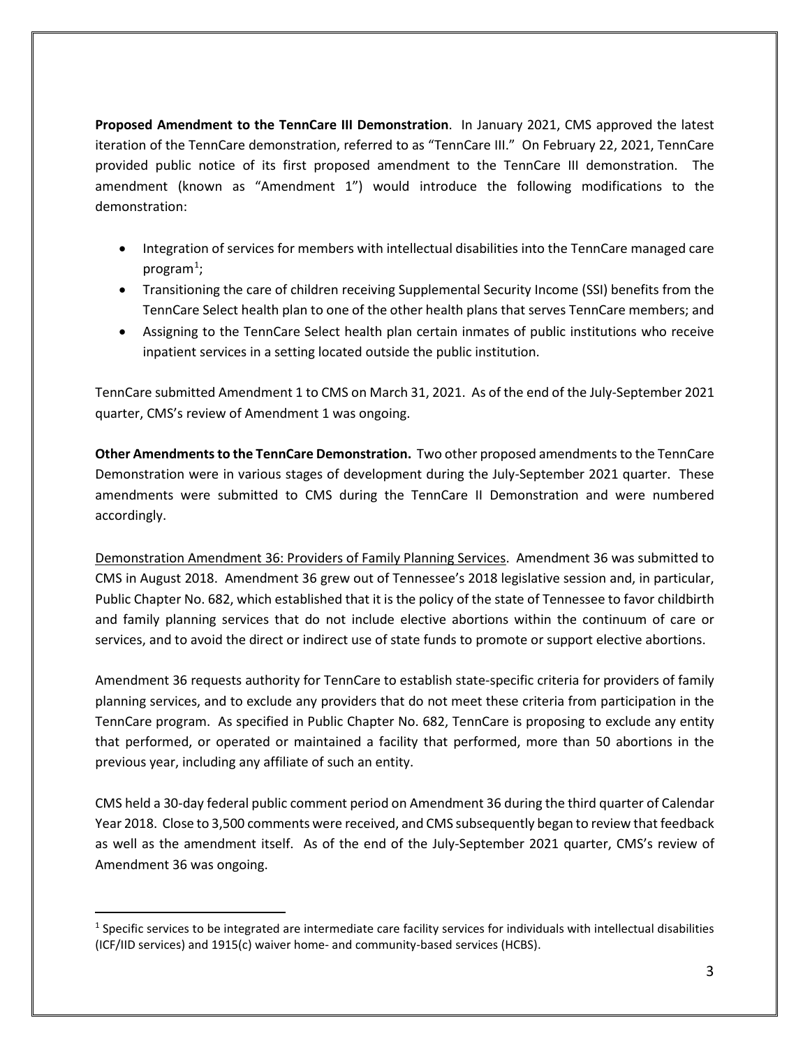**Proposed Amendment to the TennCare III Demonstration**. In January 2021, CMS approved the latest iteration of the TennCare demonstration, referred to as "TennCare III." On February 22, 2021, TennCare provided public notice of its first proposed amendment to the TennCare III demonstration. The amendment (known as "Amendment 1") would introduce the following modifications to the demonstration:

- Integration of services for members with intellectual disabilities into the TennCare managed care program[1];
- Transitioning the care of children receiving Supplemental Security Income (SSI) benefits from the TennCare Select health plan to one of the other health plans that serves TennCare members; and
- Assigning to the TennCare Select health plan certain inmates of public institutions who receive inpatient services in a setting located outside the public institution.

TennCare submitted Amendment 1 to CMS on March 31, 2021. As of the end of the July-September 2021 quarter, CMS's review of Amendment 1 was ongoing.

**Other Amendments to the TennCare Demonstration.** Two other proposed amendments to the TennCare Demonstration were in various stages of development during the July-September 2021 quarter. These amendments were submitted to CMS during the TennCare II Demonstration and were numbered accordingly.

<u>Demonstration Amendment 36: Providers of Family Planning Services</u>. Amendment 36 was submitted to CMS in August 2018. Amendment 36 grew out of Tennessee's 2018 legislative session and, in particular, Public Chapter No. 682, which established that it is the policy of the state of Tennessee to favor childbirth and family planning services that do not include elective abortions within the continuum of care or services, and to avoid the direct or indirect use of state funds to promote or support elective abortions.

Amendment 36 requests authority for TennCare to establish state-specific criteria for providers of family planning services, and to exclude any providers that do not meet these criteria from participation in the TennCare program. As specified in Public Chapter No. 682, TennCare is proposing to exclude any entity that performed, or operated or maintained a facility that performed, more than 50 abortions in the previous year, including any affiliate of such an entity.

CMS held a 30-day federal public comment period on Amendment 36 during the third quarter of Calendar Year 2018. Close to 3,500 comments were received, and CMS subsequently began to review that feedback as well as the amendment itself. As of the end of the July-September 2021 quarter, CMS's review of Amendment 36 was ongoing.

---

[1] Specific services to be integrated are intermediate care facility services for individuals with intellectual disabilities (ICF/IID services) and 1915(c) waiver home- and community-based services (HCBS).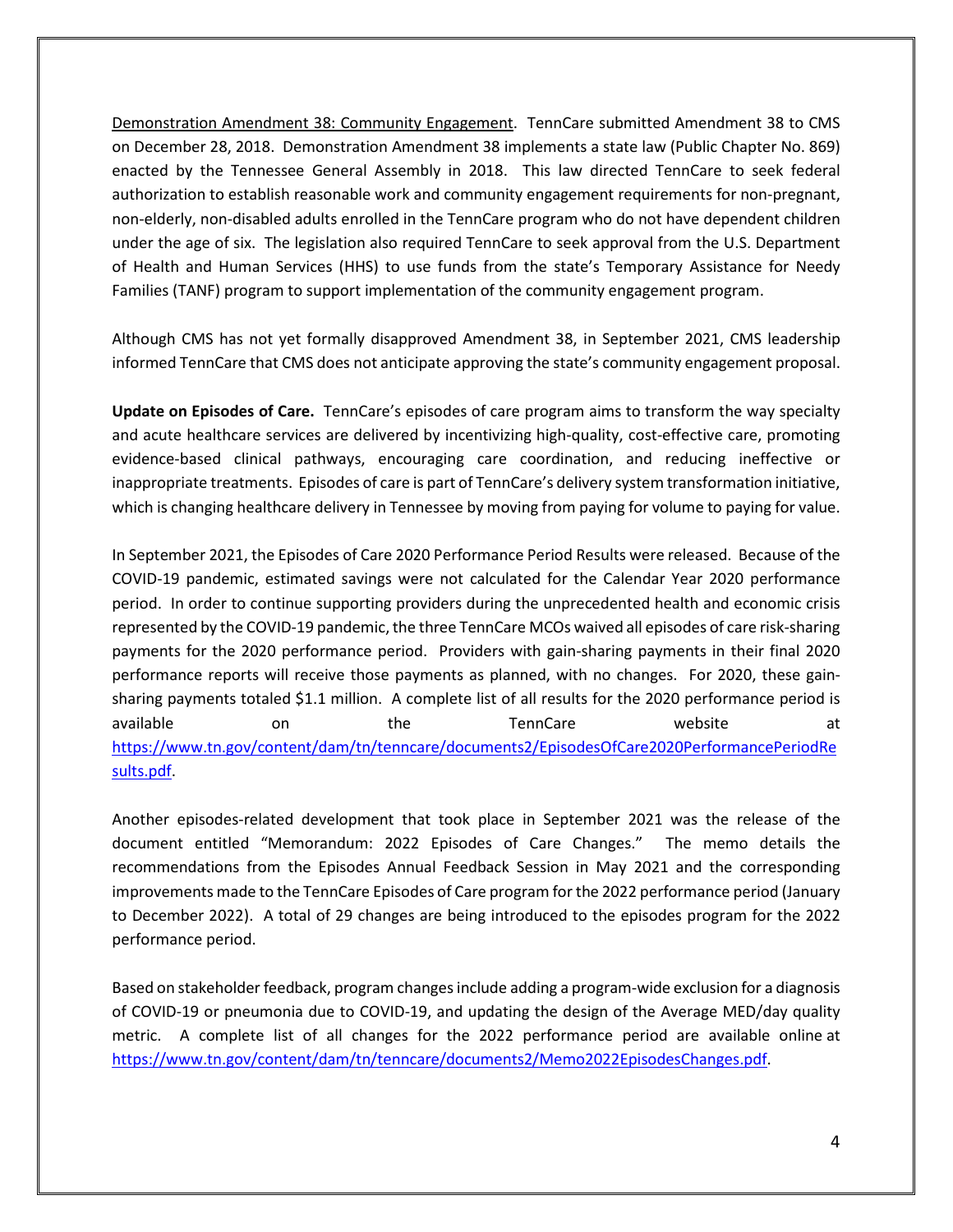Demonstration Amendment 38: Community Engagement. TennCare submitted Amendment 38 to CMS on December 28, 2018. Demonstration Amendment 38 implements a state law (Public Chapter No. 869) enacted by the Tennessee General Assembly in 2018. This law directed TennCare to seek federal authorization to establish reasonable work and community engagement requirements for non-pregnant, non-elderly, non-disabled adults enrolled in the TennCare program who do not have dependent children under the age of six. The legislation also required TennCare to seek approval from the U.S. Department of Health and Human Services (HHS) to use funds from the state's Temporary Assistance for Needy Families (TANF) program to support implementation of the community engagement program.

Although CMS has not yet formally disapproved Amendment 38, in September 2021, CMS leadership informed TennCare that CMS does not anticipate approving the state's community engagement proposal.

**Update on Episodes of Care.** TennCare's episodes of care program aims to transform the way specialty and acute healthcare services are delivered by incentivizing high-quality, cost-effective care, promoting evidence-based clinical pathways, encouraging care coordination, and reducing ineffective or inappropriate treatments. Episodes of care is part of TennCare's delivery system transformation initiative, which is changing healthcare delivery in Tennessee by moving from paying for volume to paying for value.

In September 2021, the Episodes of Care 2020 Performance Period Results were released. Because of the COVID-19 pandemic, estimated savings were not calculated for the Calendar Year 2020 performance period. In order to continue supporting providers during the unprecedented health and economic crisis represented by the COVID-19 pandemic, the three TennCare MCOs waived all episodes of care risk-sharing payments for the 2020 performance period. Providers with gain-sharing payments in their final 2020 performance reports will receive those payments as planned, with no changes. For 2020, these gain-sharing payments totaled $1.1 million. A complete list of all results for the 2020 performance period is available on the TennCare website at https://www.tn.gov/content/dam/tn/tenncare/documents2/EpisodesOfCare2020PerformancePeriodResults.pdf.

Another episodes-related development that took place in September 2021 was the release of the document entitled "Memorandum: 2022 Episodes of Care Changes." The memo details the recommendations from the Episodes Annual Feedback Session in May 2021 and the corresponding improvements made to the TennCare Episodes of Care program for the 2022 performance period (January to December 2022). A total of 29 changes are being introduced to the episodes program for the 2022 performance period.

Based on stakeholder feedback, program changes include adding a program-wide exclusion for a diagnosis of COVID-19 or pneumonia due to COVID-19, and updating the design of the Average MED/day quality metric. A complete list of all changes for the 2022 performance period are available online at https://www.tn.gov/content/dam/tn/tenncare/documents2/Memo2022EpisodesChanges.pdf.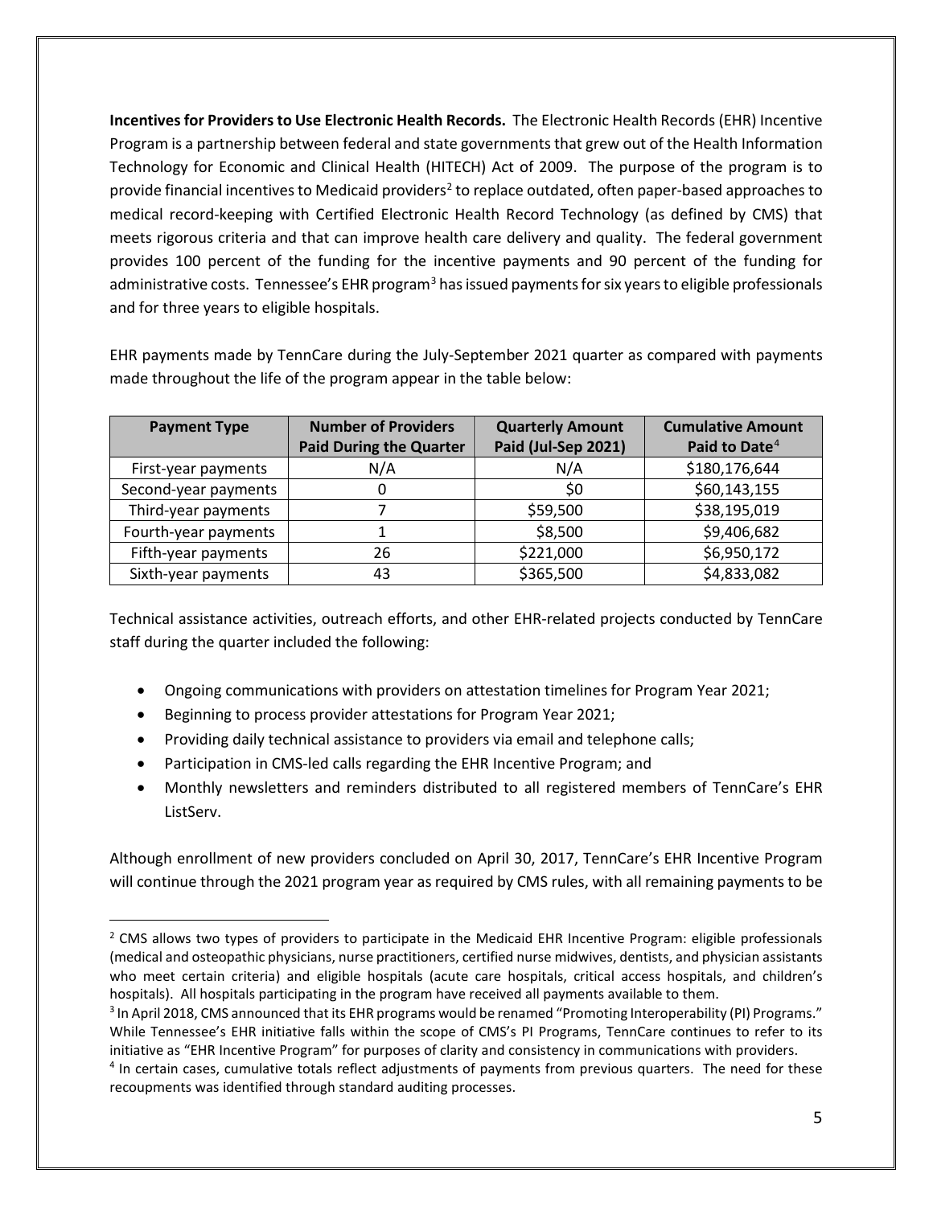**Incentives for Providers to Use Electronic Health Records.** The Electronic Health Records (EHR) Incentive Program is a partnership between federal and state governments that grew out of the Health Information Technology for Economic and Clinical Health (HITECH) Act of 2009. The purpose of the program is to provide financial incentives to Medicaid providers[2] to replace outdated, often paper-based approaches to medical record-keeping with Certified Electronic Health Record Technology (as defined by CMS) that meets rigorous criteria and that can improve health care delivery and quality. The federal government provides 100 percent of the funding for the incentive payments and 90 percent of the funding for administrative costs. Tennessee's EHR program[3] has issued payments for six years to eligible professionals and for three years to eligible hospitals.

EHR payments made by TennCare during the July-September 2021 quarter as compared with payments made throughout the life of the program appear in the table below:

| Payment Type | Number of Providers Paid During the Quarter | Quarterly Amount Paid (Jul-Sep 2021) | Cumulative Amount Paid to Date[4] |
|---|---|---|---|
| First-year payments | N/A | N/A | $180,176,644 |
| Second-year payments | 0 | $0 | $60,143,155 |
| Third-year payments | 7 | $59,500 | $38,195,019 |
| Fourth-year payments | 1 | $8,500 | $9,406,682 |
| Fifth-year payments | 26 | $221,000 | $6,950,172 |
| Sixth-year payments | 43 | $365,500 | $4,833,082 |

Technical assistance activities, outreach efforts, and other EHR-related projects conducted by TennCare staff during the quarter included the following:

- Ongoing communications with providers on attestation timelines for Program Year 2021;
- Beginning to process provider attestations for Program Year 2021;
- Providing daily technical assistance to providers via email and telephone calls;
- Participation in CMS-led calls regarding the EHR Incentive Program; and
- Monthly newsletters and reminders distributed to all registered members of TennCare's EHR ListServ.

Although enrollment of new providers concluded on April 30, 2017, TennCare's EHR Incentive Program will continue through the 2021 program year as required by CMS rules, with all remaining payments to be

---

[2] CMS allows two types of providers to participate in the Medicaid EHR Incentive Program: eligible professionals (medical and osteopathic physicians, nurse practitioners, certified nurse midwives, dentists, and physician assistants who meet certain criteria) and eligible hospitals (acute care hospitals, critical access hospitals, and children's hospitals). All hospitals participating in the program have received all payments available to them.

[3] In April 2018, CMS announced that its EHR programs would be renamed "Promoting Interoperability (PI) Programs." While Tennessee's EHR initiative falls within the scope of CMS's PI Programs, TennCare continues to refer to its initiative as "EHR Incentive Program" for purposes of clarity and consistency in communications with providers.

[4] In certain cases, cumulative totals reflect adjustments of payments from previous quarters. The need for these recoupments was identified through standard auditing processes.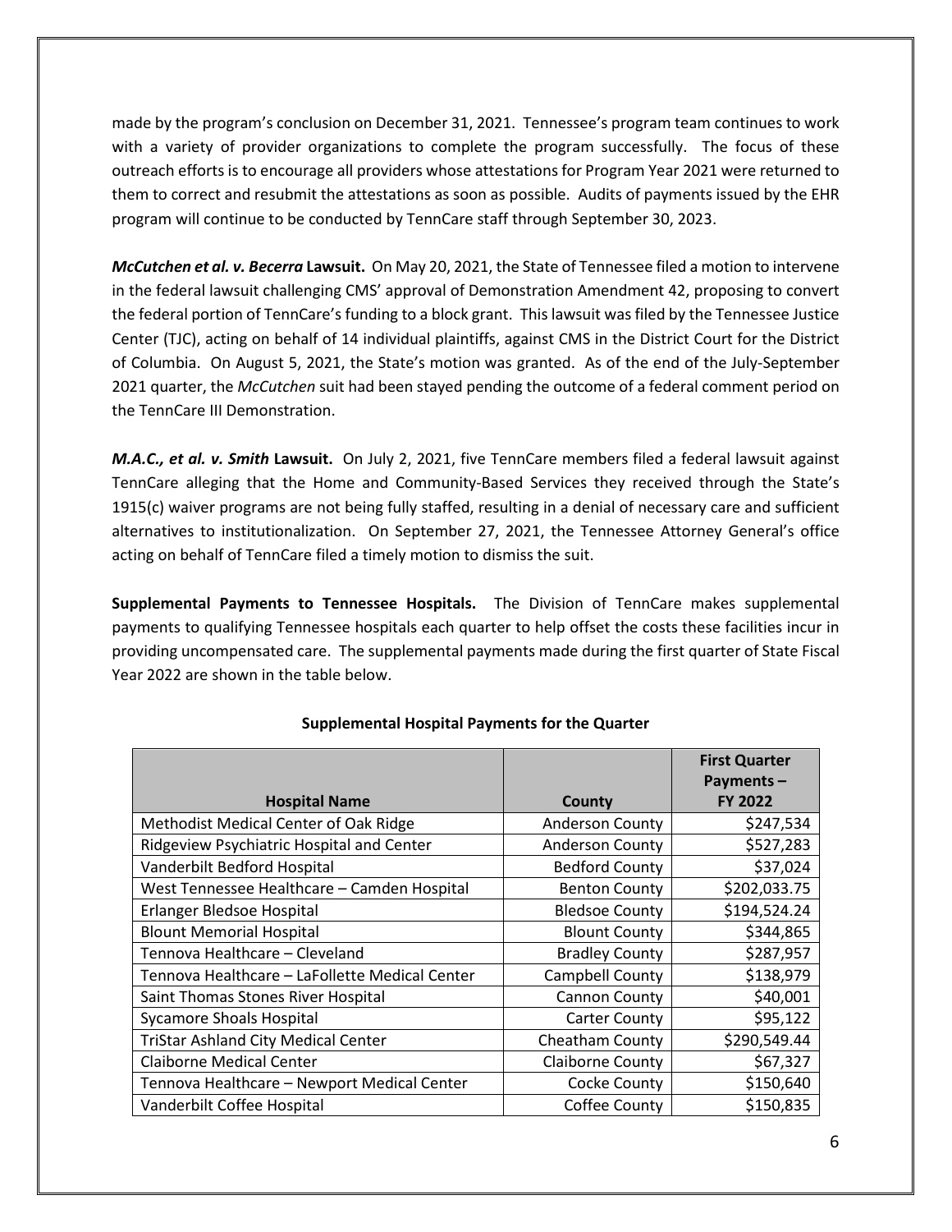made by the program's conclusion on December 31, 2021. Tennessee's program team continues to work with a variety of provider organizations to complete the program successfully. The focus of these outreach efforts is to encourage all providers whose attestations for Program Year 2021 were returned to them to correct and resubmit the attestations as soon as possible. Audits of payments issued by the EHR program will continue to be conducted by TennCare staff through September 30, 2023.

***McCutchen et al. v. Becerra* Lawsuit.** On May 20, 2021, the State of Tennessee filed a motion to intervene in the federal lawsuit challenging CMS' approval of Demonstration Amendment 42, proposing to convert the federal portion of TennCare's funding to a block grant. This lawsuit was filed by the Tennessee Justice Center (TJC), acting on behalf of 14 individual plaintiffs, against CMS in the District Court for the District of Columbia. On August 5, 2021, the State's motion was granted. As of the end of the July-September 2021 quarter, the *McCutchen* suit had been stayed pending the outcome of a federal comment period on the TennCare III Demonstration.

***M.A.C., et al. v. Smith* Lawsuit.** On July 2, 2021, five TennCare members filed a federal lawsuit against TennCare alleging that the Home and Community-Based Services they received through the State's 1915(c) waiver programs are not being fully staffed, resulting in a denial of necessary care and sufficient alternatives to institutionalization. On September 27, 2021, the Tennessee Attorney General's office acting on behalf of TennCare filed a timely motion to dismiss the suit.

**Supplemental Payments to Tennessee Hospitals.** The Division of TennCare makes supplemental payments to qualifying Tennessee hospitals each quarter to help offset the costs these facilities incur in providing uncompensated care. The supplemental payments made during the first quarter of State Fiscal Year 2022 are shown in the table below.

**Supplemental Hospital Payments for the Quarter**

| Hospital Name | County | First Quarter Payments – FY 2022 |
|---|---|---|
| Methodist Medical Center of Oak Ridge | Anderson County | $247,534 |
| Ridgeview Psychiatric Hospital and Center | Anderson County | $527,283 |
| Vanderbilt Bedford Hospital | Bedford County | $37,024 |
| West Tennessee Healthcare – Camden Hospital | Benton County | $202,033.75 |
| Erlanger Bledsoe Hospital | Bledsoe County | $194,524.24 |
| Blount Memorial Hospital | Blount County | $344,865 |
| Tennova Healthcare – Cleveland | Bradley County | $287,957 |
| Tennova Healthcare – LaFollette Medical Center | Campbell County | $138,979 |
| Saint Thomas Stones River Hospital | Cannon County | $40,001 |
| Sycamore Shoals Hospital | Carter County | $95,122 |
| TriStar Ashland City Medical Center | Cheatham County | $290,549.44 |
| Claiborne Medical Center | Claiborne County | $67,327 |
| Tennova Healthcare – Newport Medical Center | Cocke County | $150,640 |
| Vanderbilt Coffee Hospital | Coffee County | $150,835 |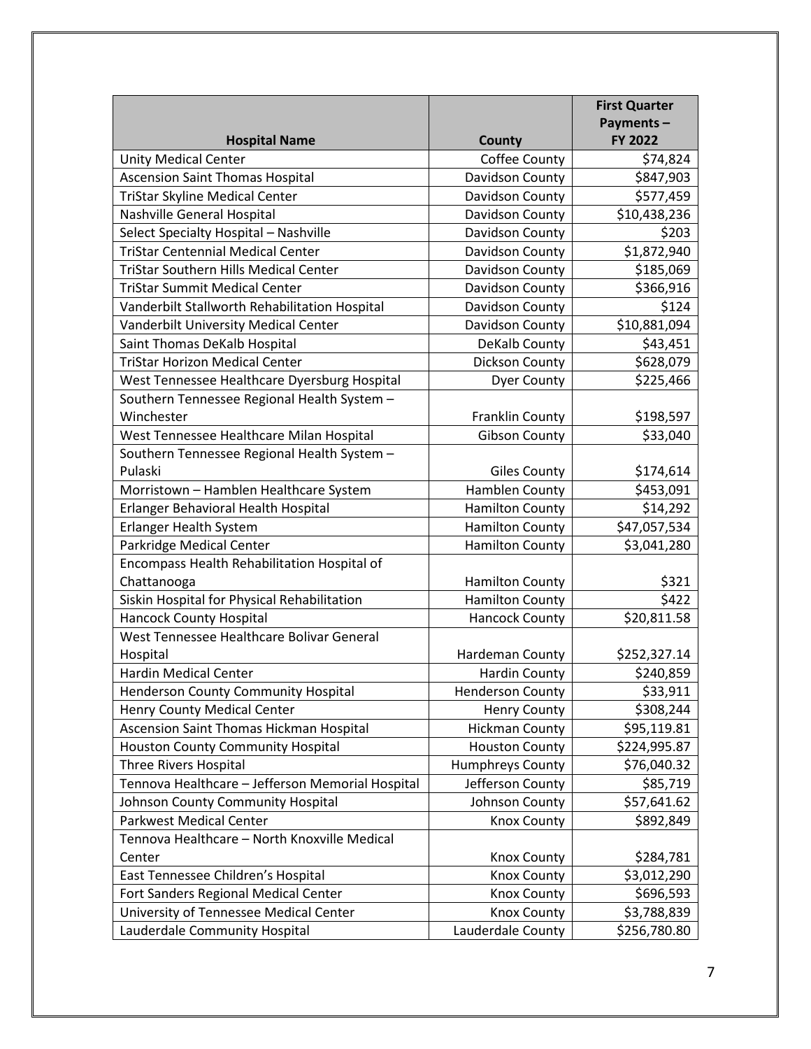| Hospital Name | County | First Quarter Payments – FY 2022 |
| --- | --- | --- |
| Unity Medical Center | Coffee County | $74,824 |
| Ascension Saint Thomas Hospital | Davidson County | $847,903 |
| TriStar Skyline Medical Center | Davidson County | $577,459 |
| Nashville General Hospital | Davidson County | $10,438,236 |
| Select Specialty Hospital – Nashville | Davidson County | $203 |
| TriStar Centennial Medical Center | Davidson County | $1,872,940 |
| TriStar Southern Hills Medical Center | Davidson County | $185,069 |
| TriStar Summit Medical Center | Davidson County | $366,916 |
| Vanderbilt Stallworth Rehabilitation Hospital | Davidson County | $124 |
| Vanderbilt University Medical Center | Davidson County | $10,881,094 |
| Saint Thomas DeKalb Hospital | DeKalb County | $43,451 |
| TriStar Horizon Medical Center | Dickson County | $628,079 |
| West Tennessee Healthcare Dyersburg Hospital | Dyer County | $225,466 |
| Southern Tennessee Regional Health System – Winchester | Franklin County | $198,597 |
| West Tennessee Healthcare Milan Hospital | Gibson County | $33,040 |
| Southern Tennessee Regional Health System – Pulaski | Giles County | $174,614 |
| Morristown – Hamblen Healthcare System | Hamblen County | $453,091 |
| Erlanger Behavioral Health Hospital | Hamilton County | $14,292 |
| Erlanger Health System | Hamilton County | $47,057,534 |
| Parkridge Medical Center | Hamilton County | $3,041,280 |
| Encompass Health Rehabilitation Hospital of Chattanooga | Hamilton County | $321 |
| Siskin Hospital for Physical Rehabilitation | Hamilton County | $422 |
| Hancock County Hospital | Hancock County | $20,811.58 |
| West Tennessee Healthcare Bolivar General Hospital | Hardeman County | $252,327.14 |
| Hardin Medical Center | Hardin County | $240,859 |
| Henderson County Community Hospital | Henderson County | $33,911 |
| Henry County Medical Center | Henry County | $308,244 |
| Ascension Saint Thomas Hickman Hospital | Hickman County | $95,119.81 |
| Houston County Community Hospital | Houston County | $224,995.87 |
| Three Rivers Hospital | Humphreys County | $76,040.32 |
| Tennova Healthcare – Jefferson Memorial Hospital | Jefferson County | $85,719 |
| Johnson County Community Hospital | Johnson County | $57,641.62 |
| Parkwest Medical Center | Knox County | $892,849 |
| Tennova Healthcare – North Knoxville Medical Center | Knox County | $284,781 |
| East Tennessee Children's Hospital | Knox County | $3,012,290 |
| Fort Sanders Regional Medical Center | Knox County | $696,593 |
| University of Tennessee Medical Center | Knox County | $3,788,839 |
| Lauderdale Community Hospital | Lauderdale County | $256,780.80 |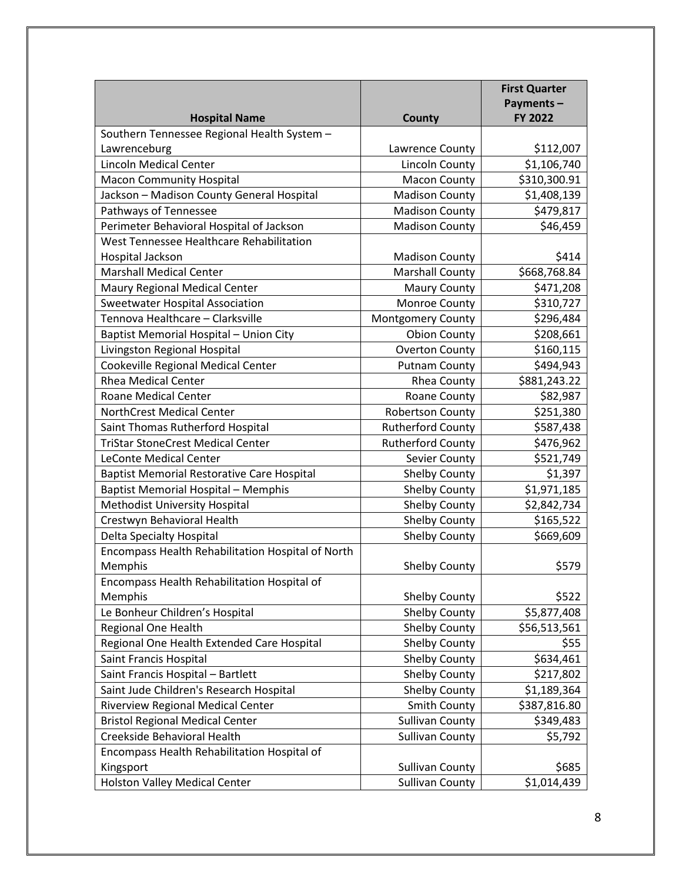| Hospital Name | County | First Quarter Payments – FY 2022 |
|---|---|---|
| Southern Tennessee Regional Health System – Lawrenceburg | Lawrence County | $112,007 |
| Lincoln Medical Center | Lincoln County | $1,106,740 |
| Macon Community Hospital | Macon County | $310,300.91 |
| Jackson – Madison County General Hospital | Madison County | $1,408,139 |
| Pathways of Tennessee | Madison County | $479,817 |
| Perimeter Behavioral Hospital of Jackson | Madison County | $46,459 |
| West Tennessee Healthcare Rehabilitation Hospital Jackson | Madison County | $414 |
| Marshall Medical Center | Marshall County | $668,768.84 |
| Maury Regional Medical Center | Maury County | $471,208 |
| Sweetwater Hospital Association | Monroe County | $310,727 |
| Tennova Healthcare – Clarksville | Montgomery County | $296,484 |
| Baptist Memorial Hospital – Union City | Obion County | $208,661 |
| Livingston Regional Hospital | Overton County | $160,115 |
| Cookeville Regional Medical Center | Putnam County | $494,943 |
| Rhea Medical Center | Rhea County | $881,243.22 |
| Roane Medical Center | Roane County | $82,987 |
| NorthCrest Medical Center | Robertson County | $251,380 |
| Saint Thomas Rutherford Hospital | Rutherford County | $587,438 |
| TriStar StoneCrest Medical Center | Rutherford County | $476,962 |
| LeConte Medical Center | Sevier County | $521,749 |
| Baptist Memorial Restorative Care Hospital | Shelby County | $1,397 |
| Baptist Memorial Hospital – Memphis | Shelby County | $1,971,185 |
| Methodist University Hospital | Shelby County | $2,842,734 |
| Crestwyn Behavioral Health | Shelby County | $165,522 |
| Delta Specialty Hospital | Shelby County | $669,609 |
| Encompass Health Rehabilitation Hospital of North Memphis | Shelby County | $579 |
| Encompass Health Rehabilitation Hospital of Memphis | Shelby County | $522 |
| Le Bonheur Children's Hospital | Shelby County | $5,877,408 |
| Regional One Health | Shelby County | $56,513,561 |
| Regional One Health Extended Care Hospital | Shelby County | $55 |
| Saint Francis Hospital | Shelby County | $634,461 |
| Saint Francis Hospital – Bartlett | Shelby County | $217,802 |
| Saint Jude Children's Research Hospital | Shelby County | $1,189,364 |
| Riverview Regional Medical Center | Smith County | $387,816.80 |
| Bristol Regional Medical Center | Sullivan County | $349,483 |
| Creekside Behavioral Health | Sullivan County | $5,792 |
| Encompass Health Rehabilitation Hospital of Kingsport | Sullivan County | $685 |
| Holston Valley Medical Center | Sullivan County | $1,014,439 |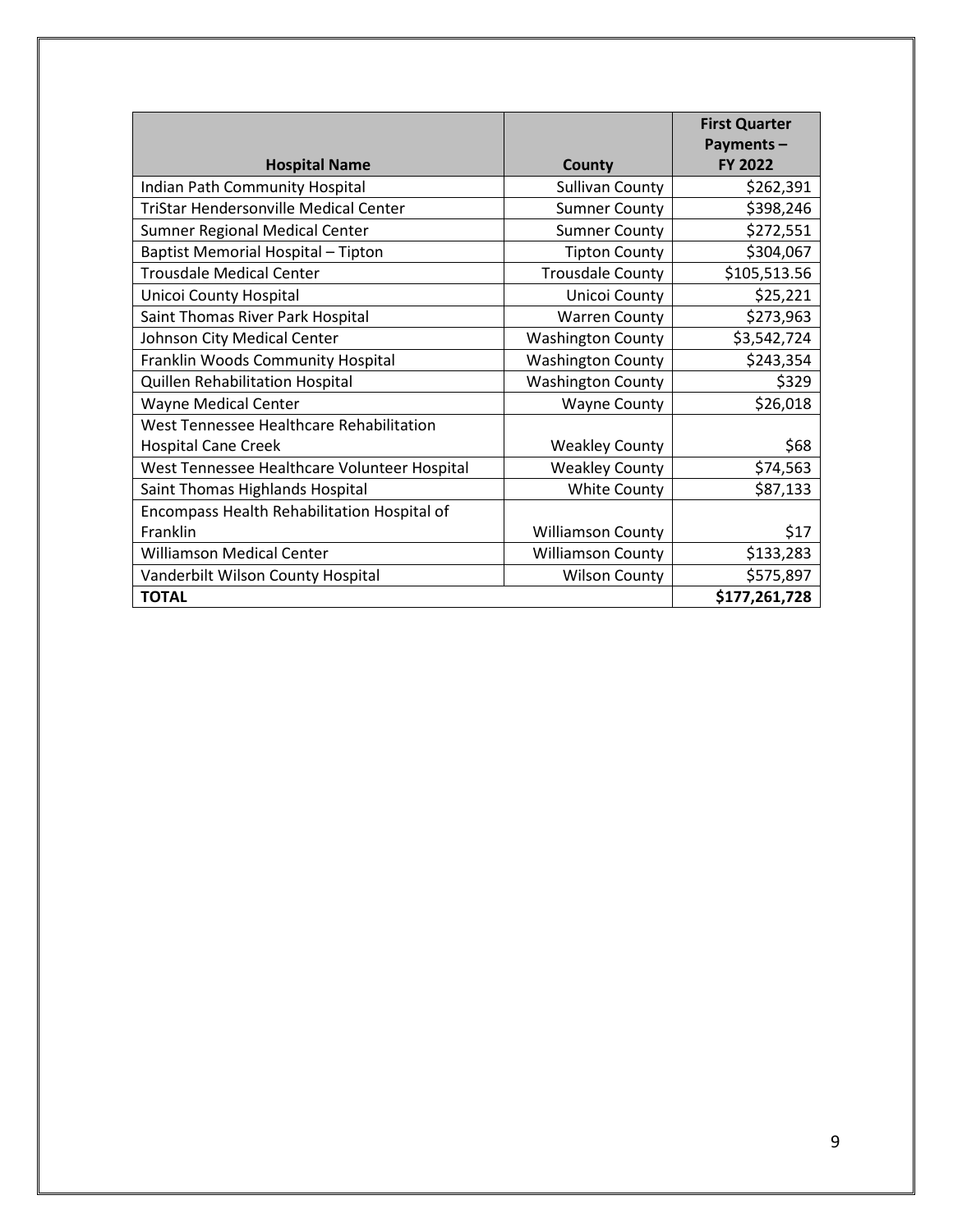| Hospital Name | County | First Quarter Payments – FY 2022 |
|---|---|---|
| Indian Path Community Hospital | Sullivan County | $262,391 |
| TriStar Hendersonville Medical Center | Sumner County | $398,246 |
| Sumner Regional Medical Center | Sumner County | $272,551 |
| Baptist Memorial Hospital – Tipton | Tipton County | $304,067 |
| Trousdale Medical Center | Trousdale County | $105,513.56 |
| Unicoi County Hospital | Unicoi County | $25,221 |
| Saint Thomas River Park Hospital | Warren County | $273,963 |
| Johnson City Medical Center | Washington County | $3,542,724 |
| Franklin Woods Community Hospital | Washington County | $243,354 |
| Quillen Rehabilitation Hospital | Washington County | $329 |
| Wayne Medical Center | Wayne County | $26,018 |
| West Tennessee Healthcare Rehabilitation Hospital Cane Creek | Weakley County | $68 |
| West Tennessee Healthcare Volunteer Hospital | Weakley County | $74,563 |
| Saint Thomas Highlands Hospital | White County | $87,133 |
| Encompass Health Rehabilitation Hospital of Franklin | Williamson County | $17 |
| Williamson Medical Center | Williamson County | $133,283 |
| Vanderbilt Wilson County Hospital | Wilson County | $575,897 |
| **TOTAL** | | **$177,261,728** |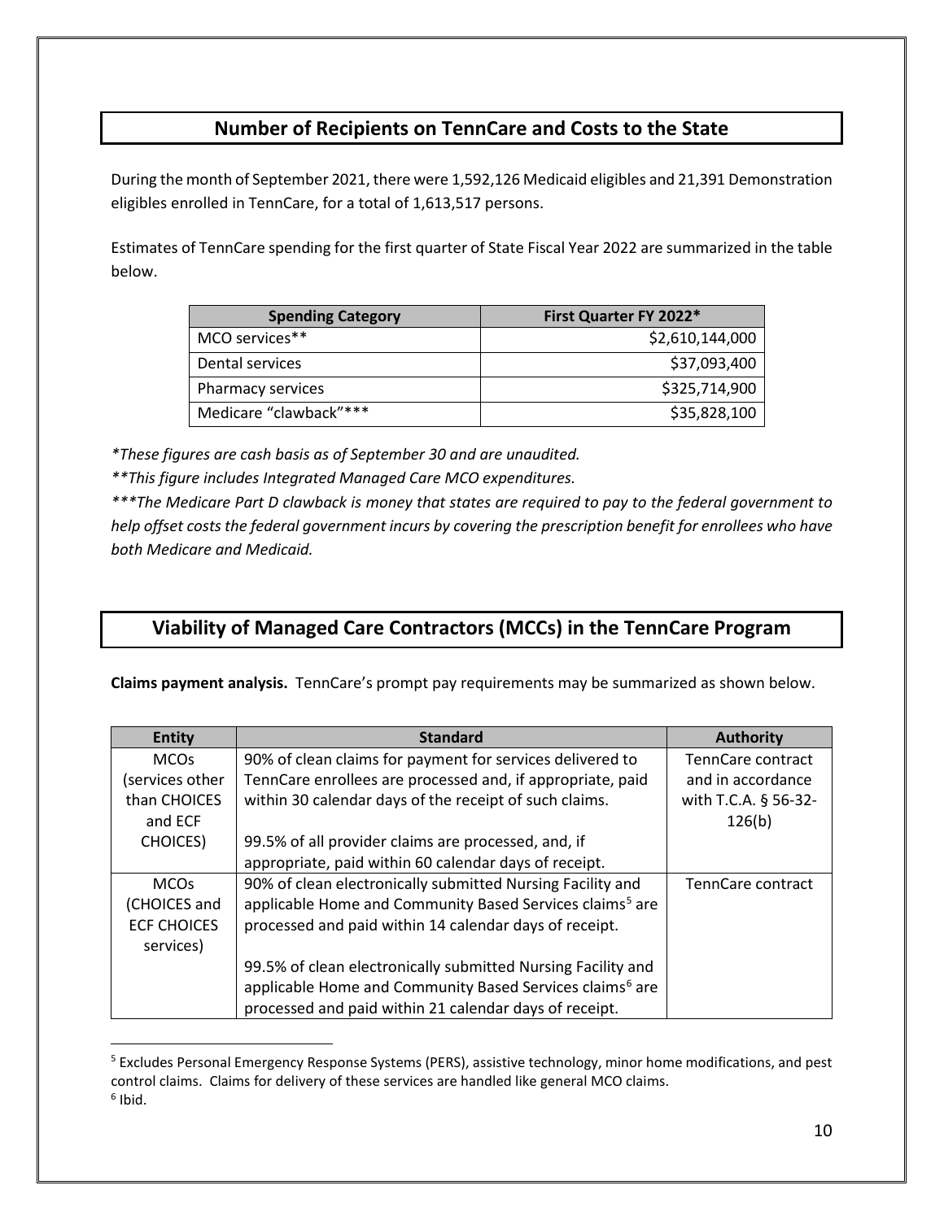## Number of Recipients on TennCare and Costs to the State

During the month of September 2021, there were 1,592,126 Medicaid eligibles and 21,391 Demonstration eligibles enrolled in TennCare, for a total of 1,613,517 persons.

Estimates of TennCare spending for the first quarter of State Fiscal Year 2022 are summarized in the table below.

| Spending Category | First Quarter FY 2022* |
|---|---:|
| MCO services** | $2,610,144,000 |
| Dental services | $37,093,400 |
| Pharmacy services | $325,714,900 |
| Medicare "clawback"*** | $35,828,100 |

*\*These figures are cash basis as of September 30 and are unaudited.*

*\*\*This figure includes Integrated Managed Care MCO expenditures.*

*\*\*\*The Medicare Part D clawback is money that states are required to pay to the federal government to help offset costs the federal government incurs by covering the prescription benefit for enrollees who have both Medicare and Medicaid.*

## Viability of Managed Care Contractors (MCCs) in the TennCare Program

**Claims payment analysis.** TennCare's prompt pay requirements may be summarized as shown below.

| Entity | Standard | Authority |
|---|---|---|
| MCOs (services other than CHOICES and ECF CHOICES) | 90% of clean claims for payment for services delivered to TennCare enrollees are processed and, if appropriate, paid within 30 calendar days of the receipt of such claims.<br><br>99.5% of all provider claims are processed, and, if appropriate, paid within 60 calendar days of receipt. | TennCare contract and in accordance with T.C.A. § 56-32-126(b) |
| MCOs (CHOICES and ECF CHOICES services) | 90% of clean electronically submitted Nursing Facility and applicable Home and Community Based Services claims[5] are processed and paid within 14 calendar days of receipt.<br><br>99.5% of clean electronically submitted Nursing Facility and applicable Home and Community Based Services claims[6] are processed and paid within 21 calendar days of receipt. | TennCare contract |

[5] Excludes Personal Emergency Response Systems (PERS), assistive technology, minor home modifications, and pest control claims. Claims for delivery of these services are handled like general MCO claims.

[6] Ibid.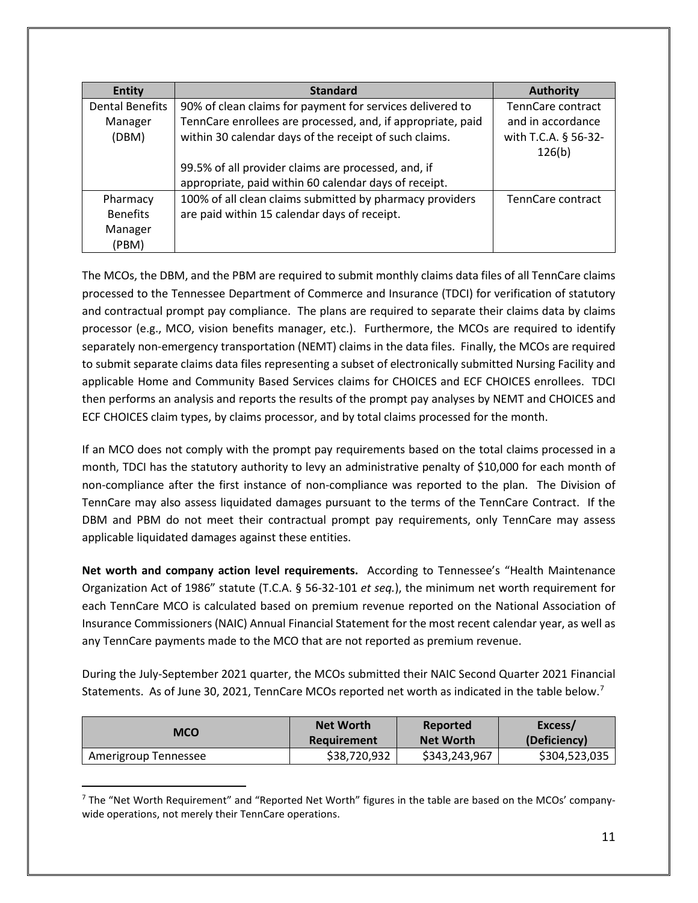| Entity | Standard | Authority |
|---|---|---|
| Dental Benefits Manager (DBM) | 90% of clean claims for payment for services delivered to TennCare enrollees are processed, and, if appropriate, paid within 30 calendar days of the receipt of such claims.<br><br>99.5% of all provider claims are processed, and, if appropriate, paid within 60 calendar days of receipt. | TennCare contract and in accordance with T.C.A. § 56-32-126(b) |
| Pharmacy Benefits Manager (PBM) | 100% of all clean claims submitted by pharmacy providers are paid within 15 calendar days of receipt. | TennCare contract |

The MCOs, the DBM, and the PBM are required to submit monthly claims data files of all TennCare claims processed to the Tennessee Department of Commerce and Insurance (TDCI) for verification of statutory and contractual prompt pay compliance. The plans are required to separate their claims data by claims processor (e.g., MCO, vision benefits manager, etc.). Furthermore, the MCOs are required to identify separately non-emergency transportation (NEMT) claims in the data files. Finally, the MCOs are required to submit separate claims data files representing a subset of electronically submitted Nursing Facility and applicable Home and Community Based Services claims for CHOICES and ECF CHOICES enrollees. TDCI then performs an analysis and reports the results of the prompt pay analyses by NEMT and CHOICES and ECF CHOICES claim types, by claims processor, and by total claims processed for the month.

If an MCO does not comply with the prompt pay requirements based on the total claims processed in a month, TDCI has the statutory authority to levy an administrative penalty of $10,000 for each month of non-compliance after the first instance of non-compliance was reported to the plan. The Division of TennCare may also assess liquidated damages pursuant to the terms of the TennCare Contract. If the DBM and PBM do not meet their contractual prompt pay requirements, only TennCare may assess applicable liquidated damages against these entities.

**Net worth and company action level requirements.** According to Tennessee's "Health Maintenance Organization Act of 1986" statute (T.C.A. § 56-32-101 *et seq.*), the minimum net worth requirement for each TennCare MCO is calculated based on premium revenue reported on the National Association of Insurance Commissioners (NAIC) Annual Financial Statement for the most recent calendar year, as well as any TennCare payments made to the MCO that are not reported as premium revenue.

During the July-September 2021 quarter, the MCOs submitted their NAIC Second Quarter 2021 Financial Statements. As of June 30, 2021, TennCare MCOs reported net worth as indicated in the table below.[7]

| MCO | Net Worth Requirement | Reported Net Worth | Excess/ (Deficiency) |
|---|---|---|---|
| Amerigroup Tennessee | $38,720,932 | $343,243,967 | $304,523,035 |

[7] The "Net Worth Requirement" and "Reported Net Worth" figures in the table are based on the MCOs' company-wide operations, not merely their TennCare operations.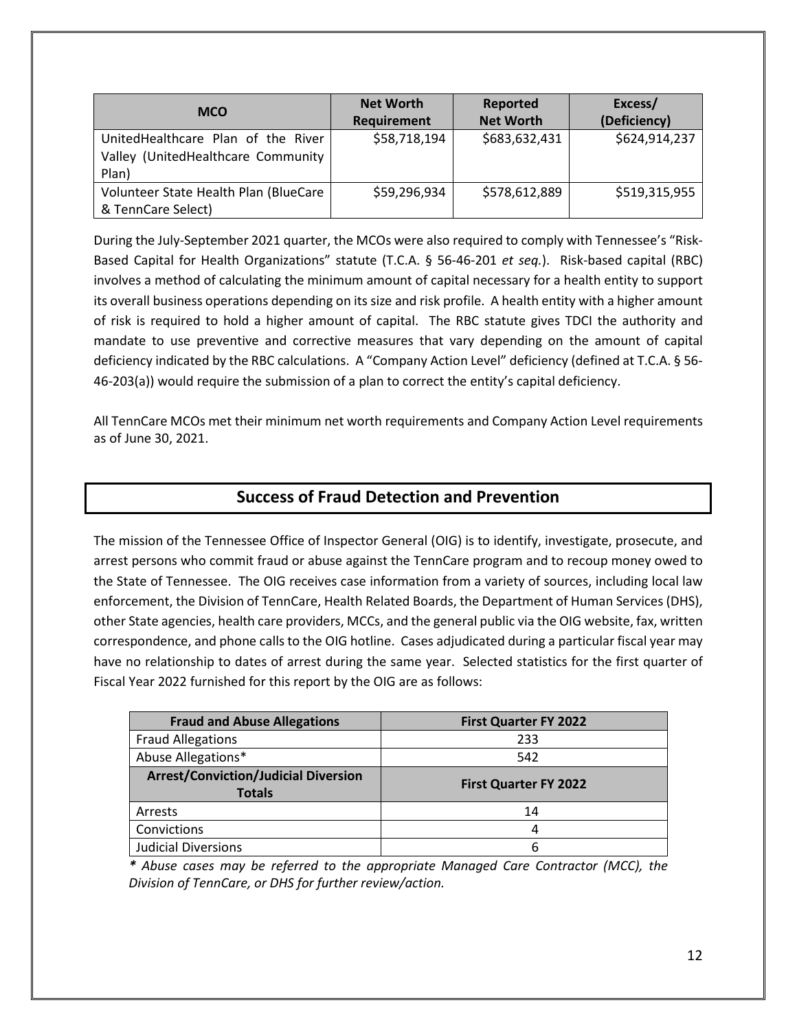| MCO | Net Worth Requirement | Reported Net Worth | Excess/ (Deficiency) |
| --- | --- | --- | --- |
| UnitedHealthcare Plan of the River Valley (UnitedHealthcare Community Plan) | $58,718,194 | $683,632,431 | $624,914,237 |
| Volunteer State Health Plan (BlueCare & TennCare Select) | $59,296,934 | $578,612,889 | $519,315,955 |

During the July-September 2021 quarter, the MCOs were also required to comply with Tennessee's "Risk-Based Capital for Health Organizations" statute (T.C.A. § 56-46-201 *et seq.*). Risk-based capital (RBC) involves a method of calculating the minimum amount of capital necessary for a health entity to support its overall business operations depending on its size and risk profile. A health entity with a higher amount of risk is required to hold a higher amount of capital. The RBC statute gives TDCI the authority and mandate to use preventive and corrective measures that vary depending on the amount of capital deficiency indicated by the RBC calculations. A "Company Action Level" deficiency (defined at T.C.A. § 56-46-203(a)) would require the submission of a plan to correct the entity's capital deficiency.

All TennCare MCOs met their minimum net worth requirements and Company Action Level requirements as of June 30, 2021.

## Success of Fraud Detection and Prevention

The mission of the Tennessee Office of Inspector General (OIG) is to identify, investigate, prosecute, and arrest persons who commit fraud or abuse against the TennCare program and to recoup money owed to the State of Tennessee. The OIG receives case information from a variety of sources, including local law enforcement, the Division of TennCare, Health Related Boards, the Department of Human Services (DHS), other State agencies, health care providers, MCCs, and the general public via the OIG website, fax, written correspondence, and phone calls to the OIG hotline. Cases adjudicated during a particular fiscal year may have no relationship to dates of arrest during the same year. Selected statistics for the first quarter of Fiscal Year 2022 furnished for this report by the OIG are as follows:

| Fraud and Abuse Allegations | First Quarter FY 2022 |
| --- | --- |
| Fraud Allegations | 233 |
| Abuse Allegations* | 542 |
| **Arrest/Conviction/Judicial Diversion Totals** | **First Quarter FY 2022** |
| Arrests | 14 |
| Convictions | 4 |
| Judicial Diversions | 6 |

*\* Abuse cases may be referred to the appropriate Managed Care Contractor (MCC), the Division of TennCare, or DHS for further review/action.*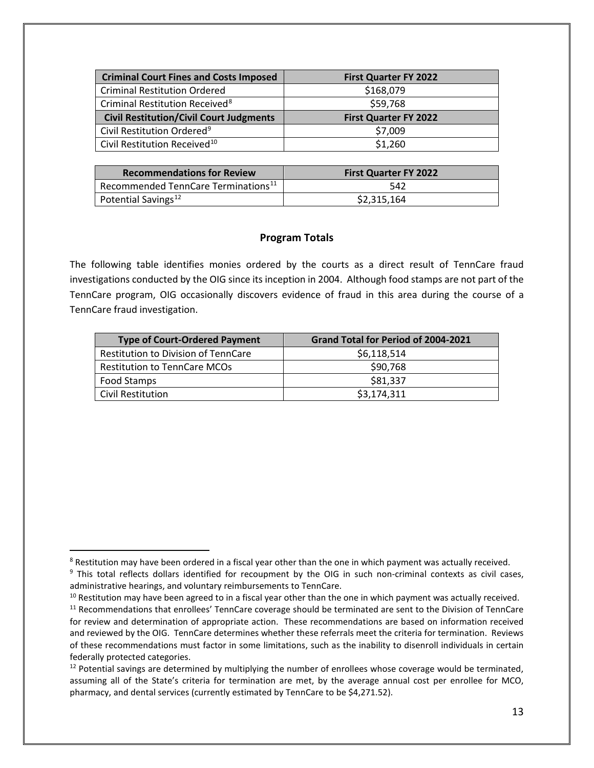| Criminal Court Fines and Costs Imposed | First Quarter FY 2022 |
|---|---|
| Criminal Restitution Ordered | $168,079 |
| Criminal Restitution Received[8] | $59,768 |
| **Civil Restitution/Civil Court Judgments** | **First Quarter FY 2022** |
| Civil Restitution Ordered[9] | $7,009 |
| Civil Restitution Received[10] | $1,260 |

| Recommendations for Review | First Quarter FY 2022 |
|---|---|
| Recommended TennCare Terminations[11] | 542 |
| Potential Savings[12] | $2,315,164 |

### Program Totals

The following table identifies monies ordered by the courts as a direct result of TennCare fraud investigations conducted by the OIG since its inception in 2004. Although food stamps are not part of the TennCare program, OIG occasionally discovers evidence of fraud in this area during the course of a TennCare fraud investigation.

| Type of Court-Ordered Payment | Grand Total for Period of 2004-2021 |
|---|---|
| Restitution to Division of TennCare | $6,118,514 |
| Restitution to TennCare MCOs | $90,768 |
| Food Stamps | $81,337 |
| Civil Restitution | $3,174,311 |

[8] Restitution may have been ordered in a fiscal year other than the one in which payment was actually received.

[9] This total reflects dollars identified for recoupment by the OIG in such non-criminal contexts as civil cases, administrative hearings, and voluntary reimbursements to TennCare.

[10] Restitution may have been agreed to in a fiscal year other than the one in which payment was actually received.

[11] Recommendations that enrollees' TennCare coverage should be terminated are sent to the Division of TennCare for review and determination of appropriate action. These recommendations are based on information received and reviewed by the OIG. TennCare determines whether these referrals meet the criteria for termination. Reviews of these recommendations must factor in some limitations, such as the inability to disenroll individuals in certain federally protected categories.

[12] Potential savings are determined by multiplying the number of enrollees whose coverage would be terminated, assuming all of the State's criteria for termination are met, by the average annual cost per enrollee for MCO, pharmacy, and dental services (currently estimated by TennCare to be $4,271.52).